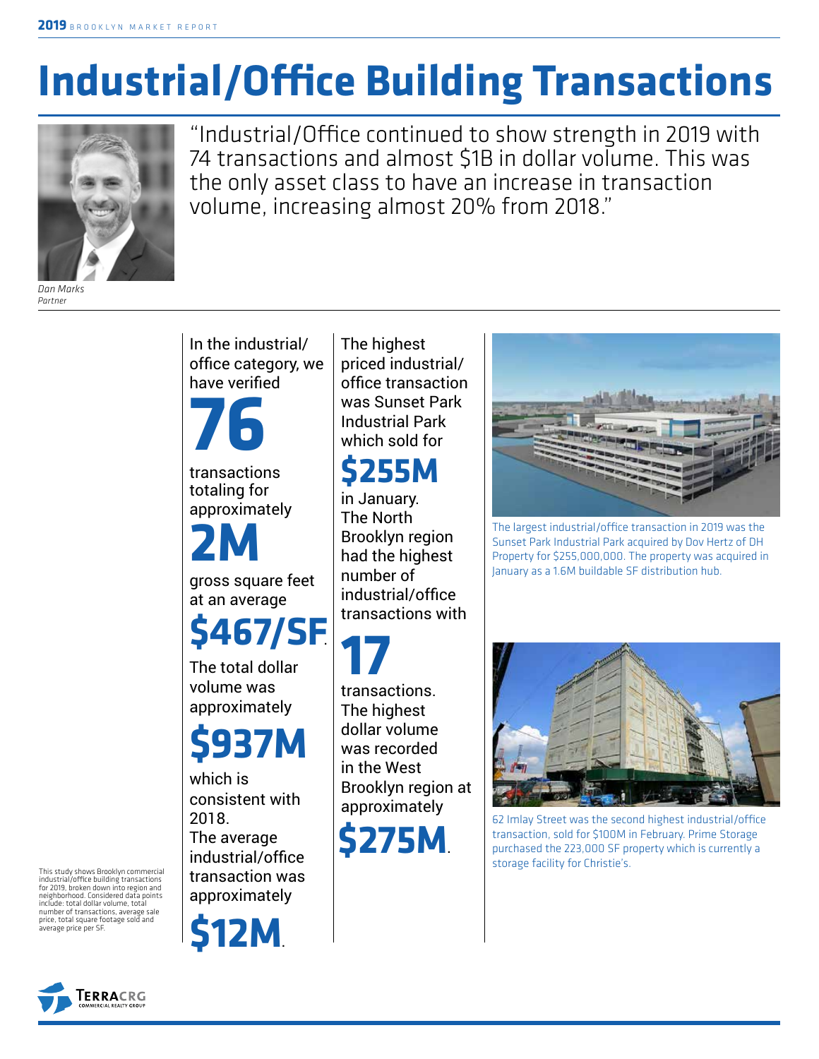# Industrial/Office Building Transactions

"Industrial/Office continued to show strength in 2019 with 74 transactions and almost $1B in dollar volume. This was the only asset class to have an increase in transaction volume, increasing almost 20% from 2018."

*Dan Marks*
*Partner*

This study shows Brooklyn commercial industrial/office building transactions for 2019, broken down into region and neighborhood. Considered data points include: total dollar volume, total number of transactions, average sale price, total square footage sold and average price per SF.

In the industrial/office category, we have verified **76** transactions totaling for approximately **2M** gross square feet at an average **$467/SF**. The total dollar volume was approximately **$937M** which is consistent with 2018. The average industrial/office transaction was approximately **$12M**.

The highest priced industrial/office transaction was Sunset Park Industrial Park which sold for **$255M** in January. The North Brooklyn region had the highest number of industrial/office transactions with **17** transactions. The highest dollar volume was recorded in the West Brooklyn region at approximately **$275M**.

The largest industrial/office transaction in 2019 was the Sunset Park Industrial Park acquired by Dov Hertz of DH Property for $255,000,000. The property was acquired in January as a 1.6M buildable SF distribution hub.

62 Imlay Street was the second highest industrial/office transaction, sold for $100M in February. Prime Storage purchased the 223,000 SF property which is currently a storage facility for Christie's.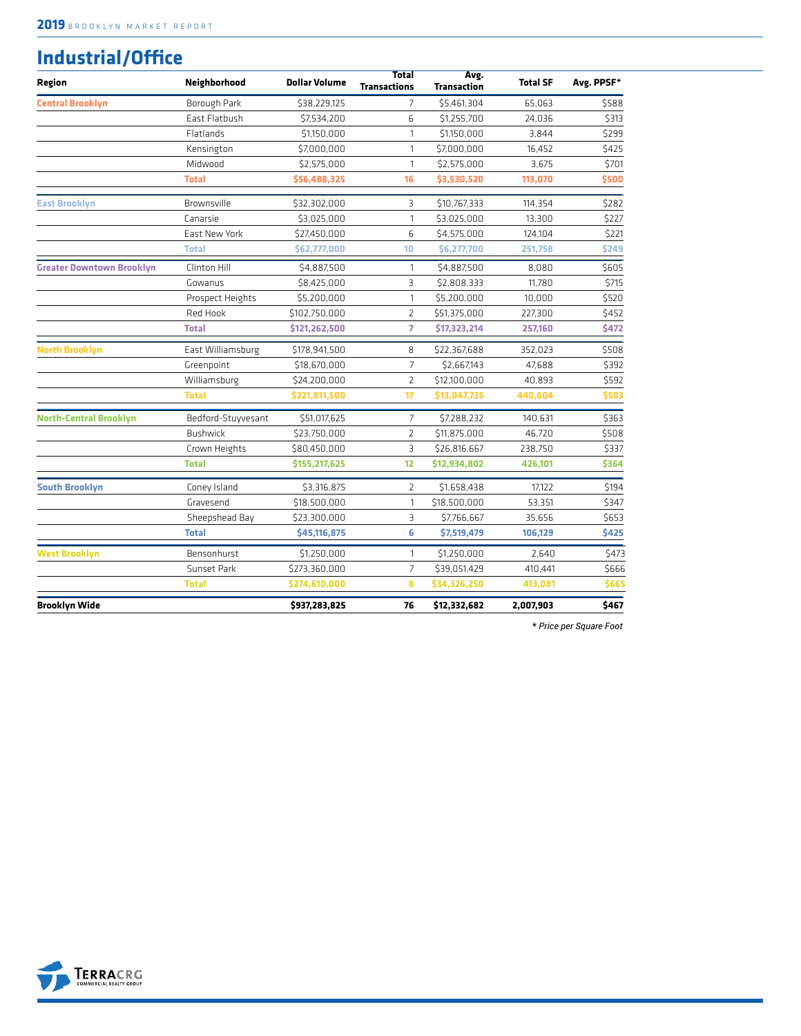## Industrial/Office

| Region | Neighborhood | Dollar Volume | Total Transactions | Avg. Transaction | Total SF | Avg. PPSF* |
|---|---|---|---|---|---|---|
| **Central Brooklyn** | Borough Park | $38,229,125 | 7 | $5,461,304 | 65,063 | $588 |
| | East Flatbush | $7,534,200 | 6 | $1,255,700 | 24,036 | $313 |
| | Flatlands | $1,150,000 | 1 | $1,150,000 | 3,844 | $299 |
| | Kensington | $7,000,000 | 1 | $7,000,000 | 16,452 | $425 |
| | Midwood | $2,575,000 | 1 | $2,575,000 | 3,675 | $701 |
| | **Total** | **$56,488,325** | **16** | **$3,530,520** | **113,070** | **$500** |
| **East Brooklyn** | Brownsville | $32,302,000 | 3 | $10,767,333 | 114,354 | $282 |
| | Canarsie | $3,025,000 | 1 | $3,025,000 | 13,300 | $227 |
| | East New York | $27,450,000 | 6 | $4,575,000 | 124,104 | $221 |
| | **Total** | **$62,777,000** | **10** | **$6,277,700** | **251,758** | **$249** |
| **Greater Downtown Brooklyn** | Clinton Hill | $4,887,500 | 1 | $4,887,500 | 8,080 | $605 |
| | Gowanus | $8,425,000 | 3 | $2,808,333 | 11,780 | $715 |
| | Prospect Heights | $5,200,000 | 1 | $5,200,000 | 10,000 | $520 |
| | Red Hook | $102,750,000 | 2 | $51,375,000 | 227,300 | $452 |
| | **Total** | **$121,262,500** | **7** | **$17,323,214** | **257,160** | **$472** |
| **North Brooklyn** | East Williamsburg | $178,941,500 | 8 | $22,367,688 | 352,023 | $508 |
| | Greenpoint | $18,670,000 | 7 | $2,667,143 | 47,688 | $392 |
| | Williamsburg | $24,200,000 | 2 | $12,100,000 | 40,893 | $592 |
| | **Total** | **$221,811,500** | **17** | **$13,047,735** | **440,604** | **$503** |
| **North-Central Brooklyn** | Bedford-Stuyvesant | $51,017,625 | 7 | $7,288,232 | 140,631 | $363 |
| | Bushwick | $23,750,000 | 2 | $11,875,000 | 46,720 | $508 |
| | Crown Heights | $80,450,000 | 3 | $26,816,667 | 238,750 | $337 |
| | **Total** | **$155,217,625** | **12** | **$12,934,802** | **426,101** | **$364** |
| **South Brooklyn** | Coney Island | $3,316,875 | 2 | $1,658,438 | 17,122 | $194 |
| | Gravesend | $18,500,000 | 1 | $18,500,000 | 53,351 | $347 |
| | Sheepshead Bay | $23,300,000 | 3 | $7,766,667 | 35,656 | $653 |
| | **Total** | **$45,116,875** | **6** | **$7,519,479** | **106,129** | **$425** |
| **West Brooklyn** | Bensonhurst | $1,250,000 | 1 | $1,250,000 | 2,640 | $473 |
| | Sunset Park | $273,360,000 | 7 | $39,051,429 | 410,441 | $666 |
| | **Total** | **$274,610,000** | **8** | **$34,326,250** | **413,081** | **$665** |
| **Brooklyn Wide** | | **$937,283,825** | **76** | **$12,332,682** | **2,007,903** | **$467** |

*\* Price per Square Foot*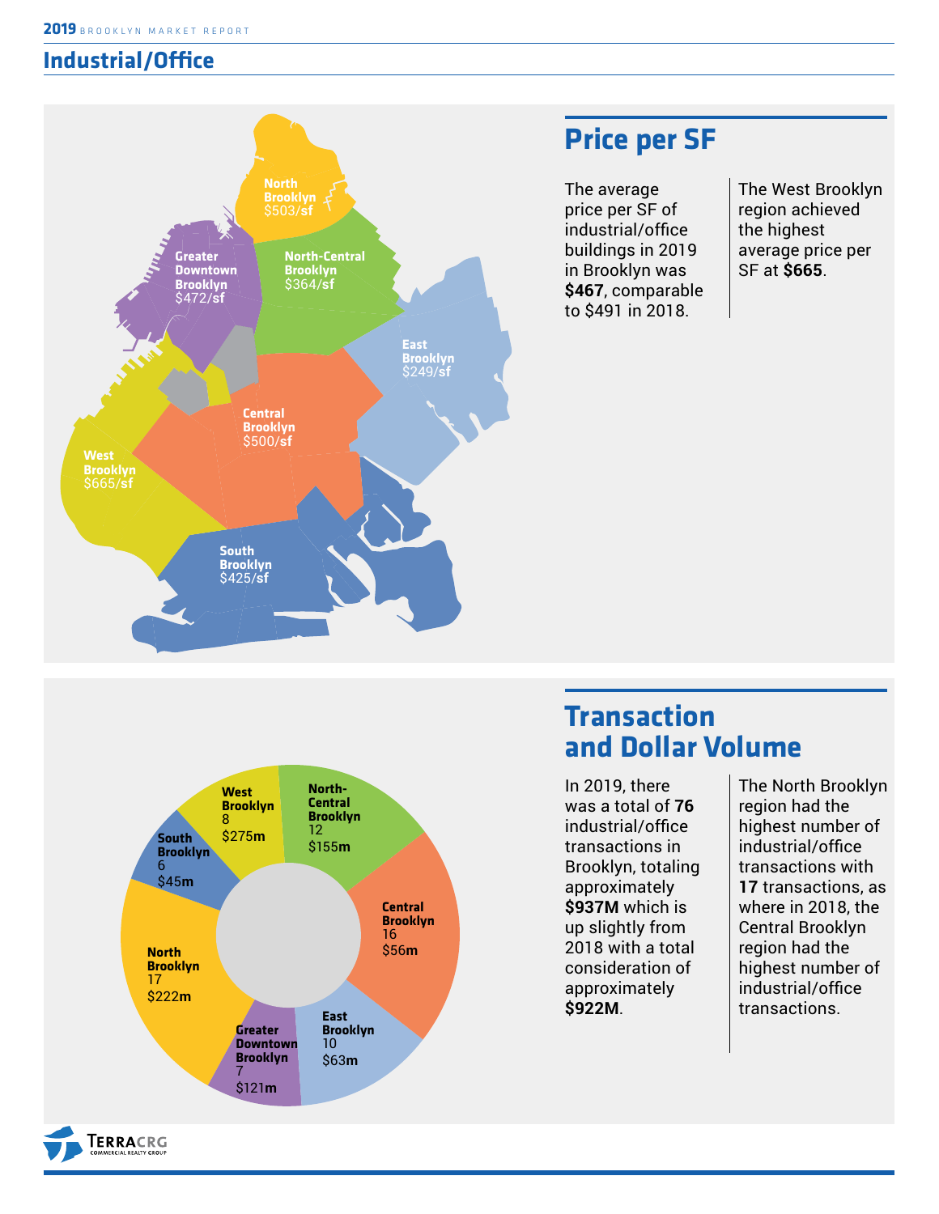## Industrial/Office

North Brooklyn $503/sf
Greater Downtown Brooklyn $472/sf
North-Central Brooklyn $364/sf
East Brooklyn $249/sf
Central Brooklyn $500/sf
West Brooklyn $665/sf
South Brooklyn $425/sf

### Price per SF

The average price per SF of industrial/office buildings in 2019 in Brooklyn was **$467**, comparable to $491 in 2018.

The West Brooklyn region achieved the highest average price per SF at **$665**.

West Brooklyn 8 $275m
North-Central Brooklyn 12 $155m
South Brooklyn 6 $45m
Central Brooklyn 16 $56m
North Brooklyn 17 $222m
East Brooklyn 10 $63m
Greater Downtown Brooklyn 7 $121m

### Transaction and Dollar Volume

In 2019, there was a total of **76** industrial/office transactions in Brooklyn, totaling approximately **$937M** which is up slightly from 2018 with a total consideration of approximately **$922M**.

The North Brooklyn region had the highest number of industrial/office transactions with **17** transactions, as where in 2018, the Central Brooklyn region had the highest number of industrial/office transactions.